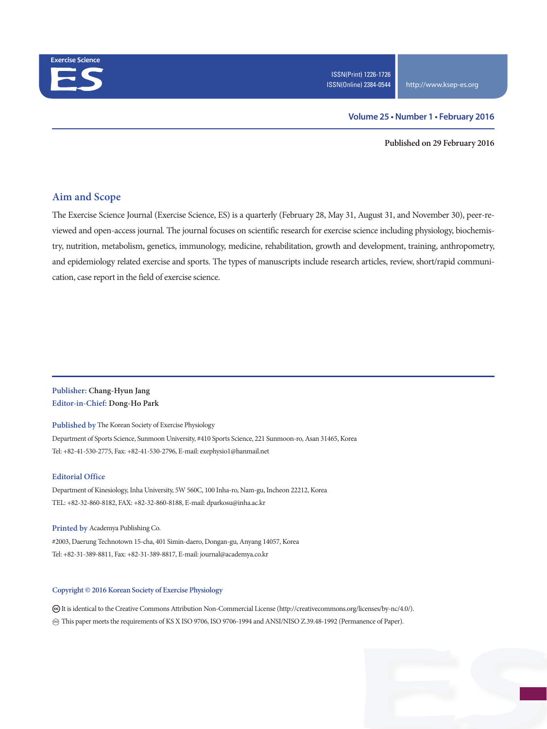Exercise Science

ES

ISSN(Print) 1226-1726
ISSN(Online) 2384-0544

http://www.ksep-es.org

**Volume 25 • Number 1 • February 2016**

**Published on 29 February 2016**

## Aim and Scope

The Exercise Science Journal (Exercise Science, ES) is a quarterly (February 28, May 31, August 31, and November 30), peer-reviewed and open-access journal. The journal focuses on scientific research for exercise science including physiology, biochemistry, nutrition, metabolism, genetics, immunology, medicine, rehabilitation, growth and development, training, anthropometry, and epidemiology related exercise and sports. The types of manuscripts include research articles, review, short/rapid communication, case report in the field of exercise science.

**Publisher:** Chang-Hyun Jang
**Editor-in-Chief:** Dong-Ho Park

**Published by** The Korean Society of Exercise Physiology
Department of Sports Science, Sunmoon University, #410 Sports Science, 221 Sunmoon-ro, Asan 31465, Korea
Tel: +82-41-530-2775, Fax: +82-41-530-2796, E-mail: exephysio1@hanmail.net

**Editorial Office**
Department of Kinesiology, Inha University, 5W 560C, 100 Inha-ro, Nam-gu, Incheon 22212, Korea
TEL: +82-32-860-8182, FAX: +82-32-860-8188, E-mail: dparkosu@inha.ac.kr

**Printed by** Academya Publishing Co.
#2003, Daerung Technotown 15-cha, 401 Simin-daero, Dongan-gu, Anyang 14057, Korea
Tel: +82-31-389-8811, Fax: +82-31-389-8817, E-mail: journal@academya.co.kr

**Copyright © 2016 Korean Society of Exercise Physiology**

It is identical to the Creative Commons Attribution Non-Commercial License (http://creativecommons.org/licenses/by-nc/4.0/).
This paper meets the requirements of KS X ISO 9706, ISO 9706-1994 and ANSI/NISO Z.39.48-1992 (Permanence of Paper).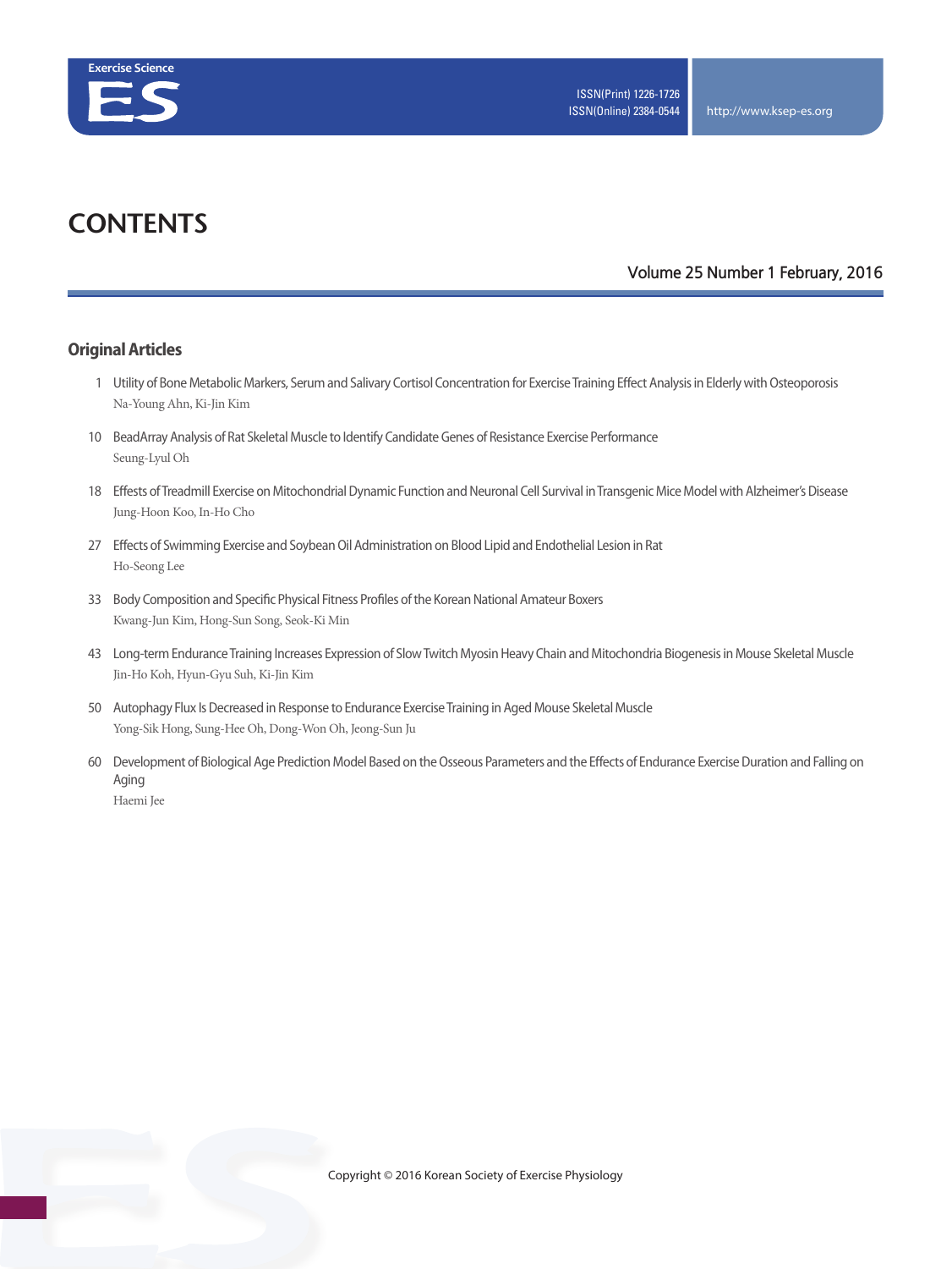# CONTENTS

Volume 25 Number 1 February, 2016

## Original Articles

1 Utility of Bone Metabolic Markers, Serum and Salivary Cortisol Concentration for Exercise Training Effect Analysis in Elderly with Osteoporosis
Na-Young Ahn, Ki-Jin Kim

10 BeadArray Analysis of Rat Skeletal Muscle to Identify Candidate Genes of Resistance Exercise Performance
Seung-Lyul Oh

18 Effests of Treadmill Exercise on Mitochondrial Dynamic Function and Neuronal Cell Survival in Transgenic Mice Model with Alzheimer's Disease
Jung-Hoon Koo, In-Ho Cho

27 Effects of Swimming Exercise and Soybean Oil Administration on Blood Lipid and Endothelial Lesion in Rat
Ho-Seong Lee

33 Body Composition and Specific Physical Fitness Profiles of the Korean National Amateur Boxers
Kwang-Jun Kim, Hong-Sun Song, Seok-Ki Min

43 Long-term Endurance Training Increases Expression of Slow Twitch Myosin Heavy Chain and Mitochondria Biogenesis in Mouse Skeletal Muscle
Jin-Ho Koh, Hyun-Gyu Suh, Ki-Jin Kim

50 Autophagy Flux Is Decreased in Response to Endurance Exercise Training in Aged Mouse Skeletal Muscle
Yong-Sik Hong, Sung-Hee Oh, Dong-Won Oh, Jeong-Sun Ju

60 Development of Biological Age Prediction Model Based on the Osseous Parameters and the Effects of Endurance Exercise Duration and Falling on Aging
Haemi Jee

Copyright © 2016 Korean Society of Exercise Physiology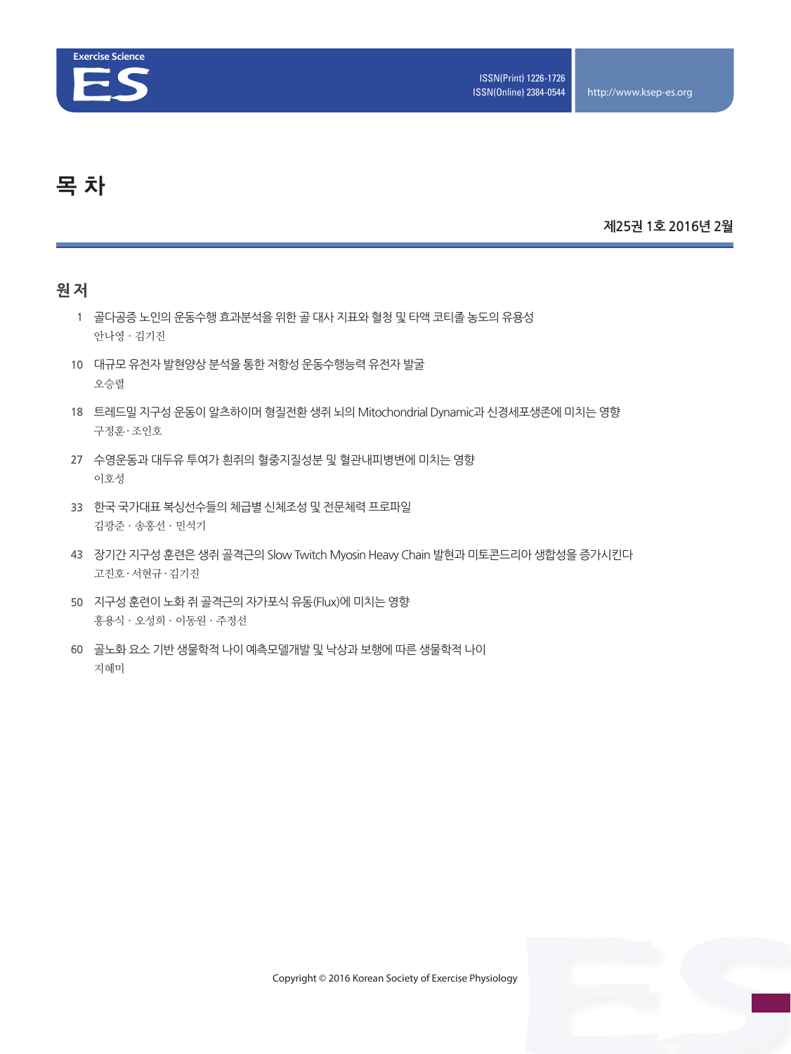# 목 차

제25권 1호 2016년 2월

## 원 저

1 골다공증 노인의 운동수행 효과분석을 위한 골 대사 지표와 혈청 및 타액 코티졸 농도의 유용성
안나영 · 김기진

10 대규모 유전자 발현양상 분석을 통한 저항성 운동수행능력 유전자 발굴
오승렬

18 트레드밀 지구성 운동이 알츠하이머 형질전환 생쥐 뇌의 Mitochondrial Dynamic과 신경세포생존에 미치는 영향
구정훈 · 조인호

27 수영운동과 대두유 투여가 흰쥐의 혈중지질성분 및 혈관내피병변에 미치는 영향
이호성

33 한국 국가대표 복싱선수들의 체급별 신체조성 및 전문체력 프로파일
김광준 · 송홍선 · 민석기

43 장기간 지구성 훈련은 생쥐 골격근의 Slow Twitch Myosin Heavy Chain 발현과 미토콘드리아 생합성을 증가시킨다
고진호 · 서현규 · 김기진

50 지구성 훈련이 노화 쥐 골격근의 자가포식 유동(Flux)에 미치는 영향
홍용식 · 오성희 · 이동원 · 주정선

60 골노화 요소 기반 생물학적 나이 예측모델개발 및 낙상과 보행에 따른 생물학적 나이
지혜미

Copyright © 2016 Korean Society of Exercise Physiology